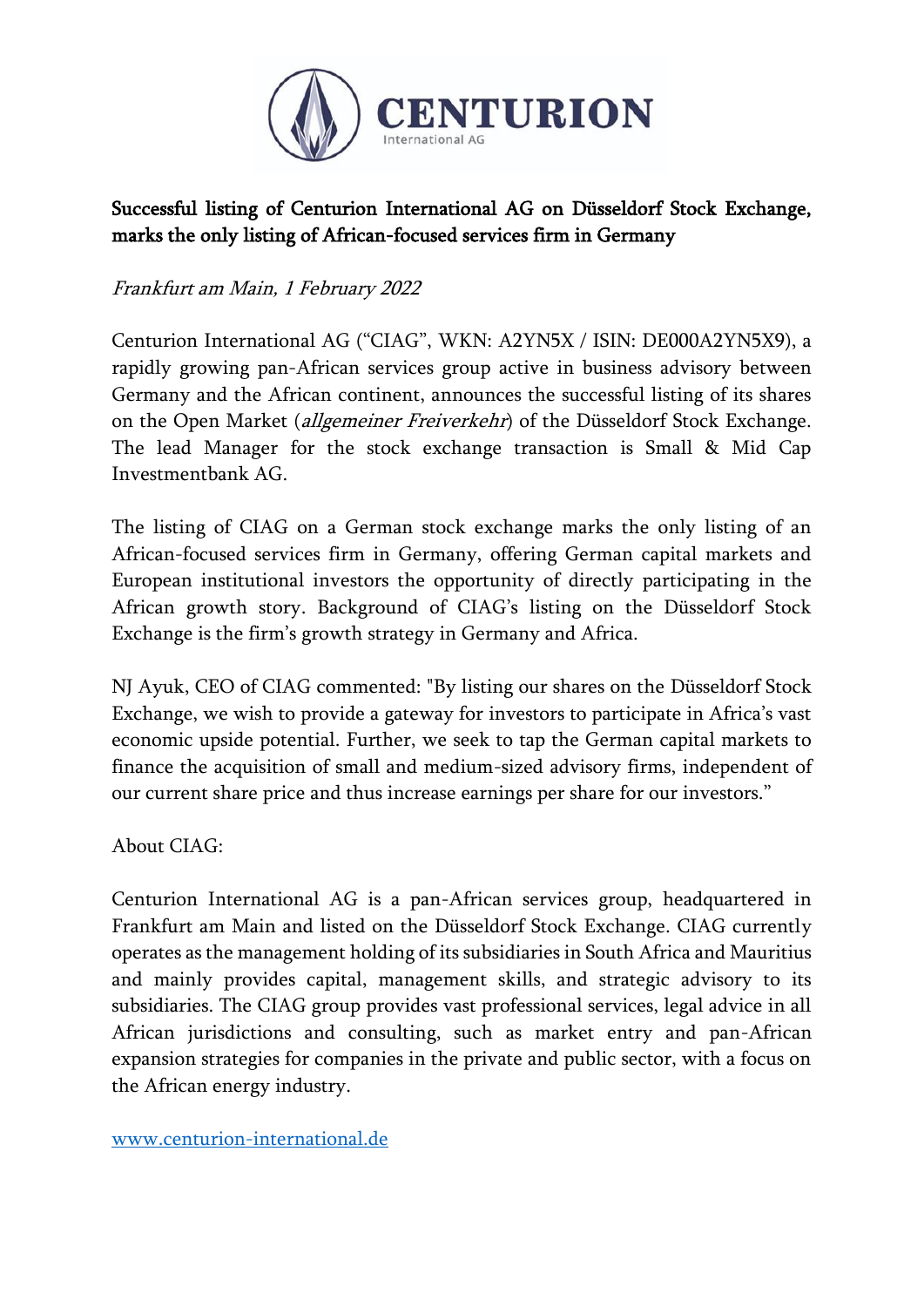# Successful listing of Centurion International AG on Düsseldorf Stock Exchange, marks the only listing of African-focused services firm in Germany

*Frankfurt am Main, 1 February 2022*

Centurion International AG ("CIAG", WKN: A2YN5X / ISIN: DE000A2YN5X9), a rapidly growing pan-African services group active in business advisory between Germany and the African continent, announces the successful listing of its shares on the Open Market (*allgemeiner Freiverkehr*) of the Düsseldorf Stock Exchange. The lead Manager for the stock exchange transaction is Small & Mid Cap Investmentbank AG.

The listing of CIAG on a German stock exchange marks the only listing of an African-focused services firm in Germany, offering German capital markets and European institutional investors the opportunity of directly participating in the African growth story. Background of CIAG's listing on the Düsseldorf Stock Exchange is the firm's growth strategy in Germany and Africa.

NJ Ayuk, CEO of CIAG commented: "By listing our shares on the Düsseldorf Stock Exchange, we wish to provide a gateway for investors to participate in Africa's vast economic upside potential. Further, we seek to tap the German capital markets to finance the acquisition of small and medium-sized advisory firms, independent of our current share price and thus increase earnings per share for our investors."

About CIAG:

Centurion International AG is a pan-African services group, headquartered in Frankfurt am Main and listed on the Düsseldorf Stock Exchange. CIAG currently operates as the management holding of its subsidiaries in South Africa and Mauritius and mainly provides capital, management skills, and strategic advisory to its subsidiaries. The CIAG group provides vast professional services, legal advice in all African jurisdictions and consulting, such as market entry and pan-African expansion strategies for companies in the private and public sector, with a focus on the African energy industry.

[www.centurion-international.de](http://www.centurion-international.de)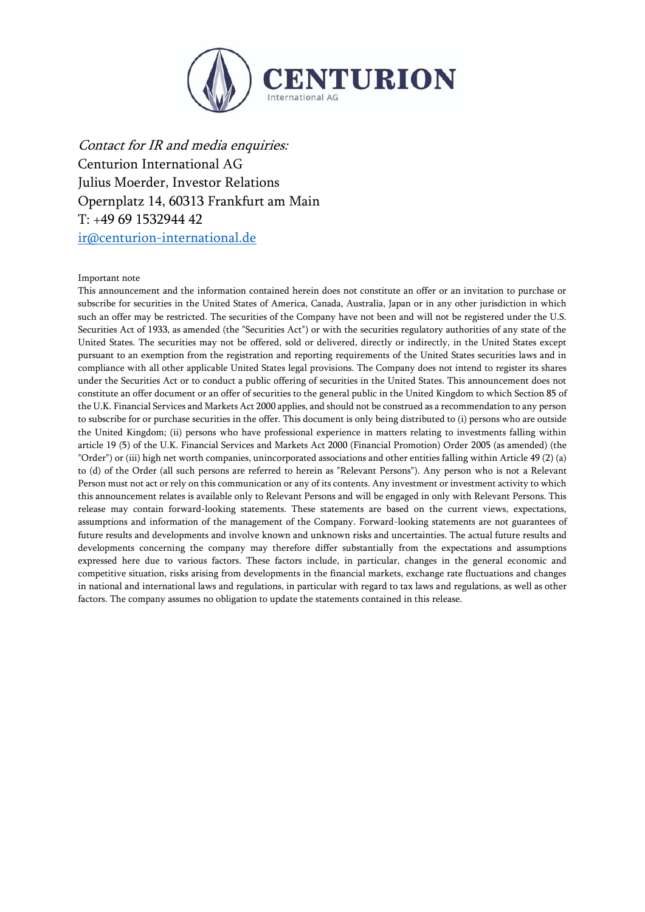*Contact for IR and media enquiries:*
Centurion International AG
Julius Moerder, Investor Relations
Opernplatz 14, 60313 Frankfurt am Main
T: +49 69 1532944 42
ir@centurion-international.de

Important note

This announcement and the information contained herein does not constitute an offer or an invitation to purchase or subscribe for securities in the United States of America, Canada, Australia, Japan or in any other jurisdiction in which such an offer may be restricted. The securities of the Company have not been and will not be registered under the U.S. Securities Act of 1933, as amended (the "Securities Act") or with the securities regulatory authorities of any state of the United States. The securities may not be offered, sold or delivered, directly or indirectly, in the United States except pursuant to an exemption from the registration and reporting requirements of the United States securities laws and in compliance with all other applicable United States legal provisions. The Company does not intend to register its shares under the Securities Act or to conduct a public offering of securities in the United States. This announcement does not constitute an offer document or an offer of securities to the general public in the United Kingdom to which Section 85 of the U.K. Financial Services and Markets Act 2000 applies, and should not be construed as a recommendation to any person to subscribe for or purchase securities in the offer. This document is only being distributed to (i) persons who are outside the United Kingdom; (ii) persons who have professional experience in matters relating to investments falling within article 19 (5) of the U.K. Financial Services and Markets Act 2000 (Financial Promotion) Order 2005 (as amended) (the "Order") or (iii) high net worth companies, unincorporated associations and other entities falling within Article 49 (2) (a) to (d) of the Order (all such persons are referred to herein as "Relevant Persons"). Any person who is not a Relevant Person must not act or rely on this communication or any of its contents. Any investment or investment activity to which this announcement relates is available only to Relevant Persons and will be engaged in only with Relevant Persons. This release may contain forward-looking statements. These statements are based on the current views, expectations, assumptions and information of the management of the Company. Forward-looking statements are not guarantees of future results and developments and involve known and unknown risks and uncertainties. The actual future results and developments concerning the company may therefore differ substantially from the expectations and assumptions expressed here due to various factors. These factors include, in particular, changes in the general economic and competitive situation, risks arising from developments in the financial markets, exchange rate fluctuations and changes in national and international laws and regulations, in particular with regard to tax laws and regulations, as well as other factors. The company assumes no obligation to update the statements contained in this release.